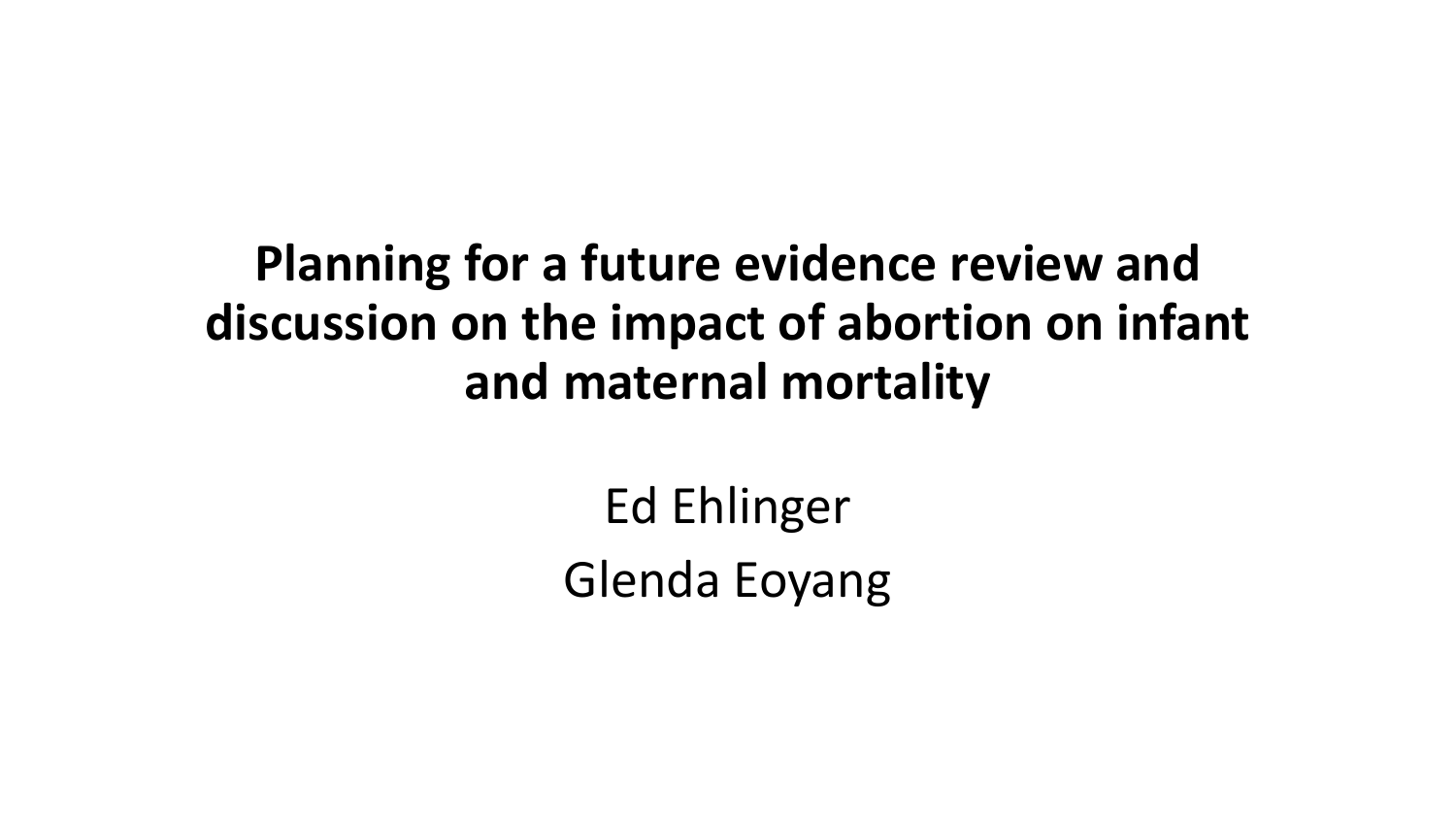# Planning for a future evidence review and discussion on the impact of abortion on infant and maternal mortality

Ed Ehlinger

Glenda Eoyang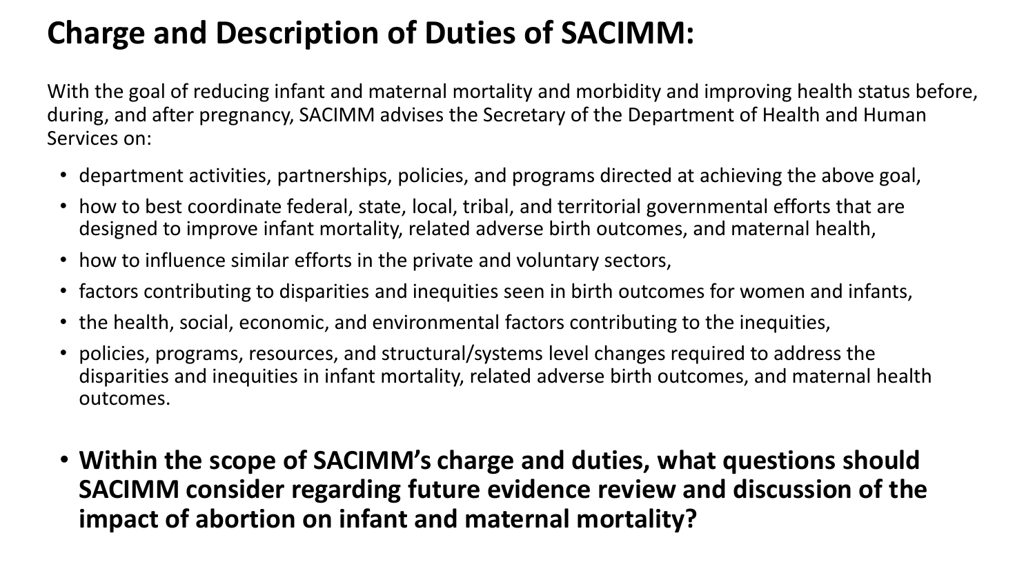# Charge and Description of Duties of SACIMM:

With the goal of reducing infant and maternal mortality and morbidity and improving health status before, during, and after pregnancy, SACIMM advises the Secretary of the Department of Health and Human Services on:

- department activities, partnerships, policies, and programs directed at achieving the above goal,
- how to best coordinate federal, state, local, tribal, and territorial governmental efforts that are designed to improve infant mortality, related adverse birth outcomes, and maternal health,
- how to influence similar efforts in the private and voluntary sectors,
- factors contributing to disparities and inequities seen in birth outcomes for women and infants,
- the health, social, economic, and environmental factors contributing to the inequities,
- policies, programs, resources, and structural/systems level changes required to address the disparities and inequities in infant mortality, related adverse birth outcomes, and maternal health outcomes.

- **Within the scope of SACIMM's charge and duties, what questions should SACIMM consider regarding future evidence review and discussion of the impact of abortion on infant and maternal mortality?**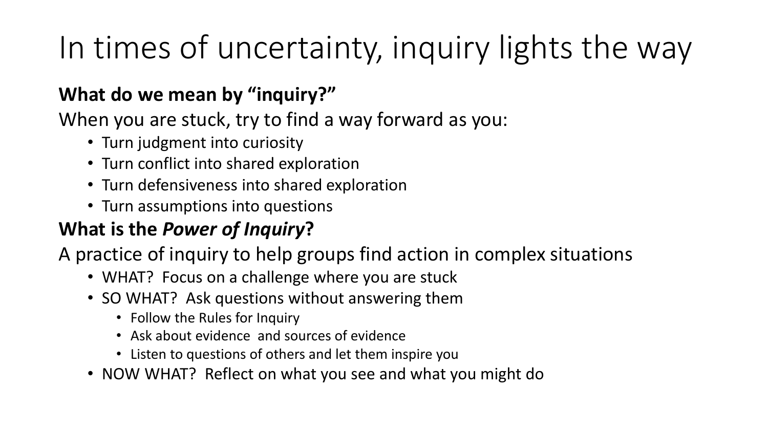# In times of uncertainty, inquiry lights the way

**What do we mean by "inquiry?"**

When you are stuck, try to find a way forward as you:

- Turn judgment into curiosity
- Turn conflict into shared exploration
- Turn defensiveness into shared exploration
- Turn assumptions into questions

**What is the *Power of Inquiry*?**

A practice of inquiry to help groups find action in complex situations

- WHAT? Focus on a challenge where you are stuck
- SO WHAT? Ask questions without answering them
  - Follow the Rules for Inquiry
  - Ask about evidence and sources of evidence
  - Listen to questions of others and let them inspire you
- NOW WHAT? Reflect on what you see and what you might do